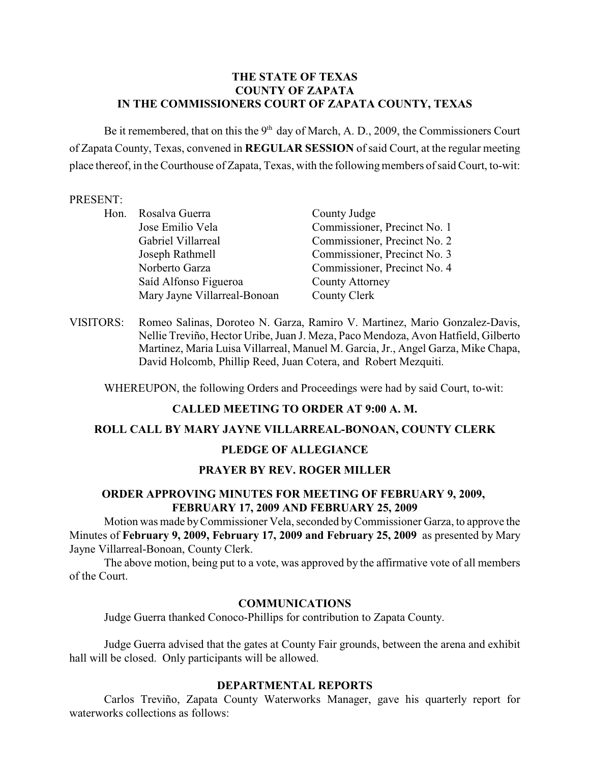**THE STATE OF TEXAS**
**COUNTY OF ZAPATA**
**IN THE COMMISSIONERS COURT OF ZAPATA COUNTY, TEXAS**

Be it remembered, that on this the 9th day of March, A. D., 2009, the Commissioners Court of Zapata County, Texas, convened in **REGULAR SESSION** of said Court, at the regular meeting place thereof, in the Courthouse of Zapata, Texas, with the following members of said Court, to-wit:

PRESENT:

| | | |
|---|---|---|
| Hon. | Rosalva Guerra | County Judge |
| | Jose Emilio Vela | Commissioner, Precinct No. 1 |
| | Gabriel Villarreal | Commissioner, Precinct No. 2 |
| | Joseph Rathmell | Commissioner, Precinct No. 3 |
| | Norberto Garza | Commissioner, Precinct No. 4 |
| | Saíd Alfonso Figueroa | County Attorney |
| | Mary Jayne Villarreal-Bonoan | County Clerk |

VISITORS: Romeo Salinas, Doroteo N. Garza, Ramiro V. Martinez, Mario Gonzalez-Davis, Nellie Treviño, Hector Uribe, Juan J. Meza, Paco Mendoza, Avon Hatfield, Gilberto Martinez, Maria Luisa Villarreal, Manuel M. Garcia, Jr., Angel Garza, Mike Chapa, David Holcomb, Phillip Reed, Juan Cotera, and Robert Mezquiti.

WHEREUPON, the following Orders and Proceedings were had by said Court, to-wit:

**CALLED MEETING TO ORDER AT 9:00 A. M.**

**ROLL CALL BY MARY JAYNE VILLARREAL-BONOAN, COUNTY CLERK**

**PLEDGE OF ALLEGIANCE**

**PRAYER BY REV. ROGER MILLER**

**ORDER APPROVING MINUTES FOR MEETING OF FEBRUARY 9, 2009, FEBRUARY 17, 2009 AND FEBRUARY 25, 2009**

Motion was made by Commissioner Vela, seconded by Commissioner Garza, to approve the Minutes of **February 9, 2009, February 17, 2009 and February 25, 2009** as presented by Mary Jayne Villarreal-Bonoan, County Clerk.

The above motion, being put to a vote, was approved by the affirmative vote of all members of the Court.

**COMMUNICATIONS**

Judge Guerra thanked Conoco-Phillips for contribution to Zapata County.

Judge Guerra advised that the gates at County Fair grounds, between the arena and exhibit hall will be closed. Only participants will be allowed.

**DEPARTMENTAL REPORTS**

Carlos Treviño, Zapata County Waterworks Manager, gave his quarterly report for waterworks collections as follows: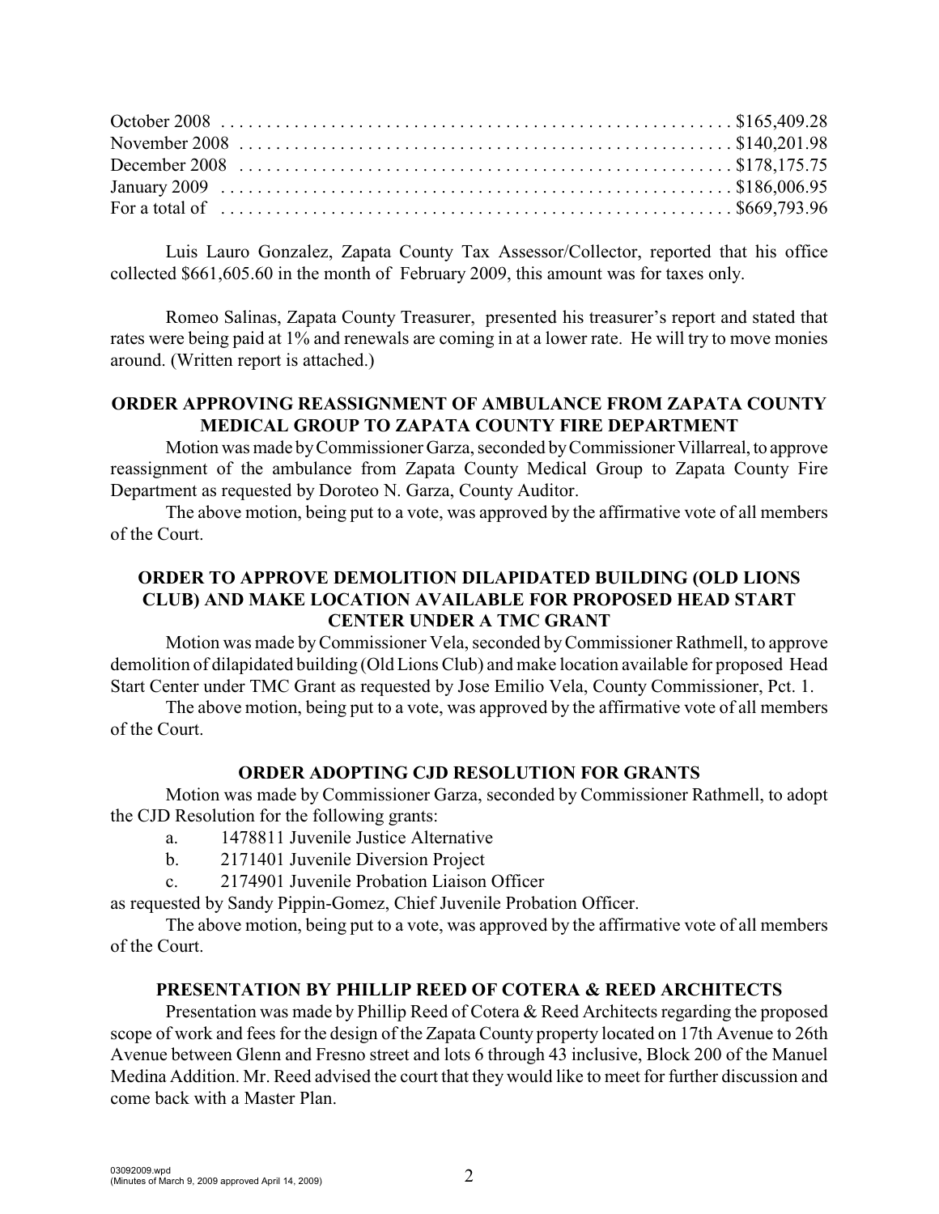| | |
|---|---|
| October 2008 | $165,409.28 |
| November 2008 | $140,201.98 |
| December 2008 | $178,175.75 |
| January 2009 | $186,006.95 |
| For a total of | $669,793.96 |

Luis Lauro Gonzalez, Zapata County Tax Assessor/Collector, reported that his office collected $661,605.60 in the month of February 2009, this amount was for taxes only.

Romeo Salinas, Zapata County Treasurer, presented his treasurer's report and stated that rates were being paid at 1% and renewals are coming in at a lower rate. He will try to move monies around. (Written report is attached.)

### ORDER APPROVING REASSIGNMENT OF AMBULANCE FROM ZAPATA COUNTY MEDICAL GROUP TO ZAPATA COUNTY FIRE DEPARTMENT

Motion was made by Commissioner Garza, seconded by Commissioner Villarreal, to approve reassignment of the ambulance from Zapata County Medical Group to Zapata County Fire Department as requested by Doroteo N. Garza, County Auditor.

The above motion, being put to a vote, was approved by the affirmative vote of all members of the Court.

### ORDER TO APPROVE DEMOLITION DILAPIDATED BUILDING (OLD LIONS CLUB) AND MAKE LOCATION AVAILABLE FOR PROPOSED HEAD START CENTER UNDER A TMC GRANT

Motion was made by Commissioner Vela, seconded by Commissioner Rathmell, to approve demolition of dilapidated building (Old Lions Club) and make location available for proposed Head Start Center under TMC Grant as requested by Jose Emilio Vela, County Commissioner, Pct. 1.

The above motion, being put to a vote, was approved by the affirmative vote of all members of the Court.

### ORDER ADOPTING CJD RESOLUTION FOR GRANTS

Motion was made by Commissioner Garza, seconded by Commissioner Rathmell, to adopt the CJD Resolution for the following grants:

a. 1478811 Juvenile Justice Alternative
b. 2171401 Juvenile Diversion Project
c. 2174901 Juvenile Probation Liaison Officer

as requested by Sandy Pippin-Gomez, Chief Juvenile Probation Officer.

The above motion, being put to a vote, was approved by the affirmative vote of all members of the Court.

### PRESENTATION BY PHILLIP REED OF COTERA & REED ARCHITECTS

Presentation was made by Phillip Reed of Cotera & Reed Architects regarding the proposed scope of work and fees for the design of the Zapata County property located on 17th Avenue to 26th Avenue between Glenn and Fresno street and lots 6 through 43 inclusive, Block 200 of the Manuel Medina Addition. Mr. Reed advised the court that they would like to meet for further discussion and come back with a Master Plan.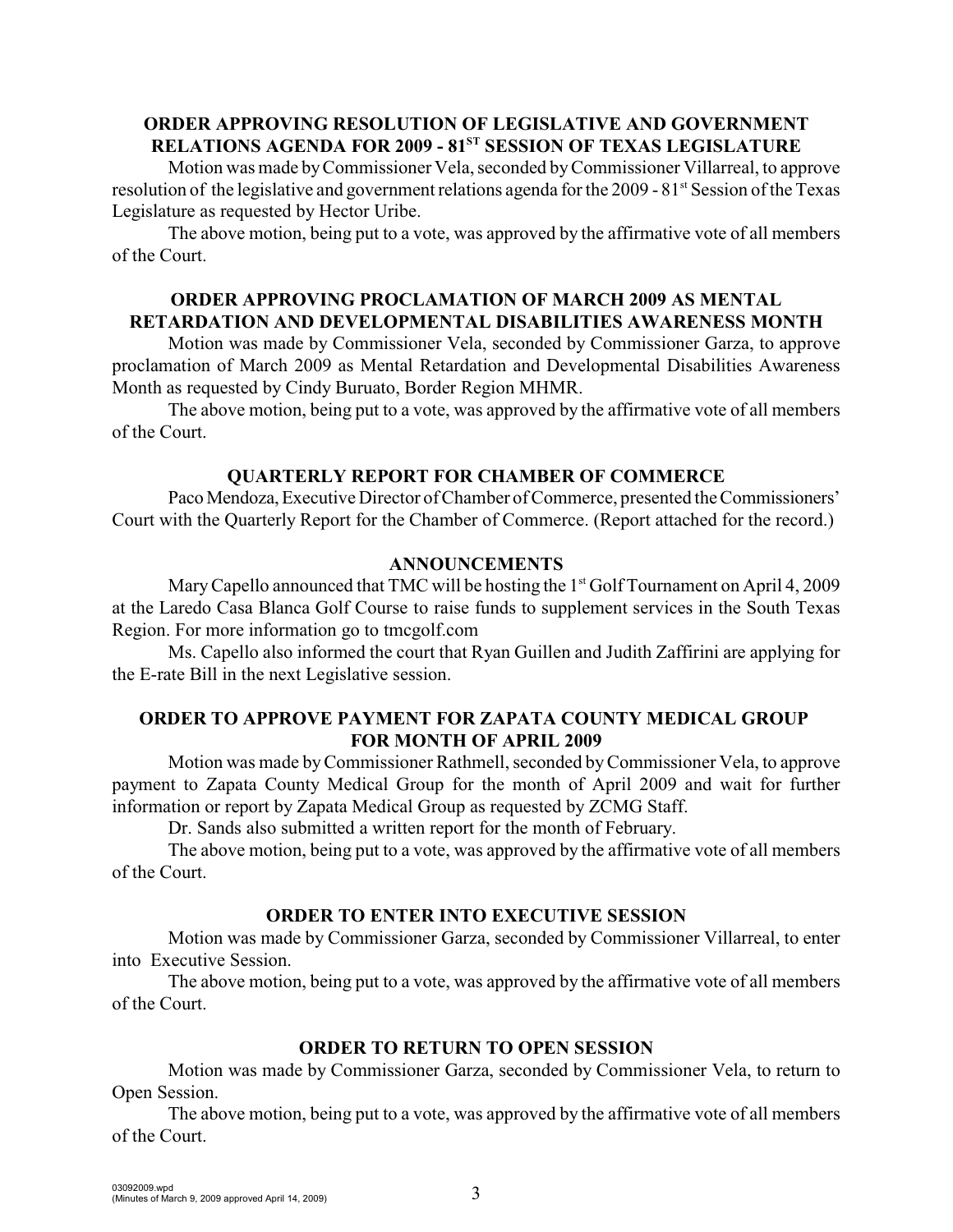### ORDER APPROVING RESOLUTION OF LEGISLATIVE AND GOVERNMENT RELATIONS AGENDA FOR 2009 - 81ST SESSION OF TEXAS LEGISLATURE

Motion was made by Commissioner Vela, seconded by Commissioner Villarreal, to approve resolution of the legislative and government relations agenda for the 2009 - 81st Session of the Texas Legislature as requested by Hector Uribe.

The above motion, being put to a vote, was approved by the affirmative vote of all members of the Court.

### ORDER APPROVING PROCLAMATION OF MARCH 2009 AS MENTAL RETARDATION AND DEVELOPMENTAL DISABILITIES AWARENESS MONTH

Motion was made by Commissioner Vela, seconded by Commissioner Garza, to approve proclamation of March 2009 as Mental Retardation and Developmental Disabilities Awareness Month as requested by Cindy Buruato, Border Region MHMR.

The above motion, being put to a vote, was approved by the affirmative vote of all members of the Court.

### QUARTERLY REPORT FOR CHAMBER OF COMMERCE

Paco Mendoza, Executive Director of Chamber of Commerce, presented the Commissioners' Court with the Quarterly Report for the Chamber of Commerce. (Report attached for the record.)

### ANNOUNCEMENTS

Mary Capello announced that TMC will be hosting the 1st Golf Tournament on April 4, 2009 at the Laredo Casa Blanca Golf Course to raise funds to supplement services in the South Texas Region. For more information go to tmcgolf.com

Ms. Capello also informed the court that Ryan Guillen and Judith Zaffirini are applying for the E-rate Bill in the next Legislative session.

### ORDER TO APPROVE PAYMENT FOR ZAPATA COUNTY MEDICAL GROUP FOR MONTH OF APRIL 2009

Motion was made by Commissioner Rathmell, seconded by Commissioner Vela, to approve payment to Zapata County Medical Group for the month of April 2009 and wait for further information or report by Zapata Medical Group as requested by ZCMG Staff.

Dr. Sands also submitted a written report for the month of February.

The above motion, being put to a vote, was approved by the affirmative vote of all members of the Court.

### ORDER TO ENTER INTO EXECUTIVE SESSION

Motion was made by Commissioner Garza, seconded by Commissioner Villarreal, to enter into Executive Session.

The above motion, being put to a vote, was approved by the affirmative vote of all members of the Court.

### ORDER TO RETURN TO OPEN SESSION

Motion was made by Commissioner Garza, seconded by Commissioner Vela, to return to Open Session.

The above motion, being put to a vote, was approved by the affirmative vote of all members of the Court.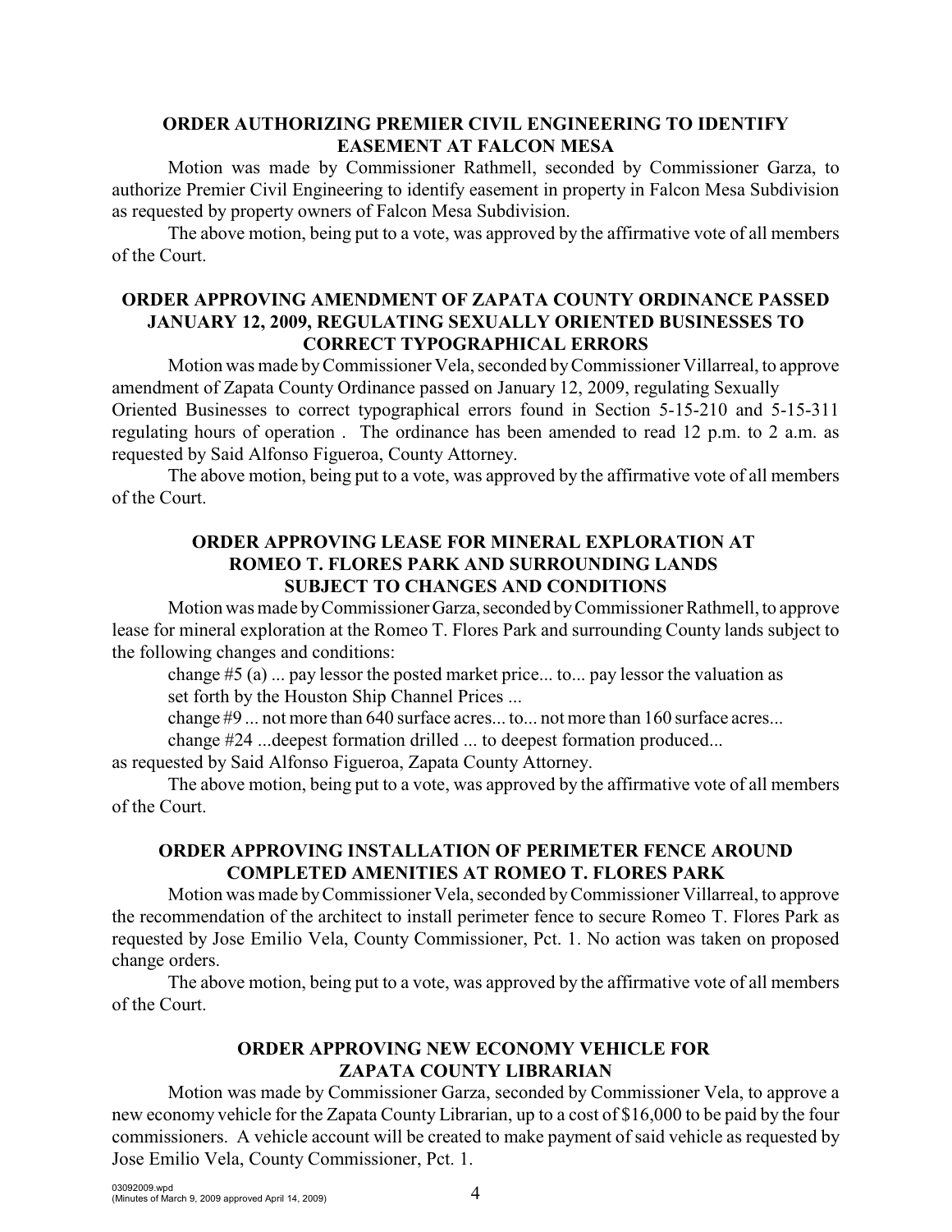## ORDER AUTHORIZING PREMIER CIVIL ENGINEERING TO IDENTIFY EASEMENT AT FALCON MESA

Motion was made by Commissioner Rathmell, seconded by Commissioner Garza, to authorize Premier Civil Engineering to identify easement in property in Falcon Mesa Subdivision as requested by property owners of Falcon Mesa Subdivision.

The above motion, being put to a vote, was approved by the affirmative vote of all members of the Court.

## ORDER APPROVING AMENDMENT OF ZAPATA COUNTY ORDINANCE PASSED JANUARY 12, 2009, REGULATING SEXUALLY ORIENTED BUSINESSES TO CORRECT TYPOGRAPHICAL ERRORS

Motion was made by Commissioner Vela, seconded by Commissioner Villarreal, to approve amendment of Zapata County Ordinance passed on January 12, 2009, regulating Sexually Oriented Businesses to correct typographical errors found in Section 5-15-210 and 5-15-311 regulating hours of operation . The ordinance has been amended to read 12 p.m. to 2 a.m. as requested by Said Alfonso Figueroa, County Attorney.

The above motion, being put to a vote, was approved by the affirmative vote of all members of the Court.

## ORDER APPROVING LEASE FOR MINERAL EXPLORATION AT ROMEO T. FLORES PARK AND SURROUNDING LANDS SUBJECT TO CHANGES AND CONDITIONS

Motion was made by Commissioner Garza, seconded by Commissioner Rathmell, to approve lease for mineral exploration at the Romeo T. Flores Park and surrounding County lands subject to the following changes and conditions:

change #5 (a) ... pay lessor the posted market price... to... pay lessor the valuation as set forth by the Houston Ship Channel Prices ...

change #9 ... not more than 640 surface acres... to... not more than 160 surface acres...

change #24 ...deepest formation drilled ... to deepest formation produced...

as requested by Said Alfonso Figueroa, Zapata County Attorney.

The above motion, being put to a vote, was approved by the affirmative vote of all members of the Court.

## ORDER APPROVING INSTALLATION OF PERIMETER FENCE AROUND COMPLETED AMENITIES AT ROMEO T. FLORES PARK

Motion was made by Commissioner Vela, seconded by Commissioner Villarreal, to approve the recommendation of the architect to install perimeter fence to secure Romeo T. Flores Park as requested by Jose Emilio Vela, County Commissioner, Pct. 1. No action was taken on proposed change orders.

The above motion, being put to a vote, was approved by the affirmative vote of all members of the Court.

## ORDER APPROVING NEW ECONOMY VEHICLE FOR ZAPATA COUNTY LIBRARIAN

Motion was made by Commissioner Garza, seconded by Commissioner Vela, to approve a new economy vehicle for the Zapata County Librarian, up to a cost of $16,000 to be paid by the four commissioners. A vehicle account will be created to make payment of said vehicle as requested by Jose Emilio Vela, County Commissioner, Pct. 1.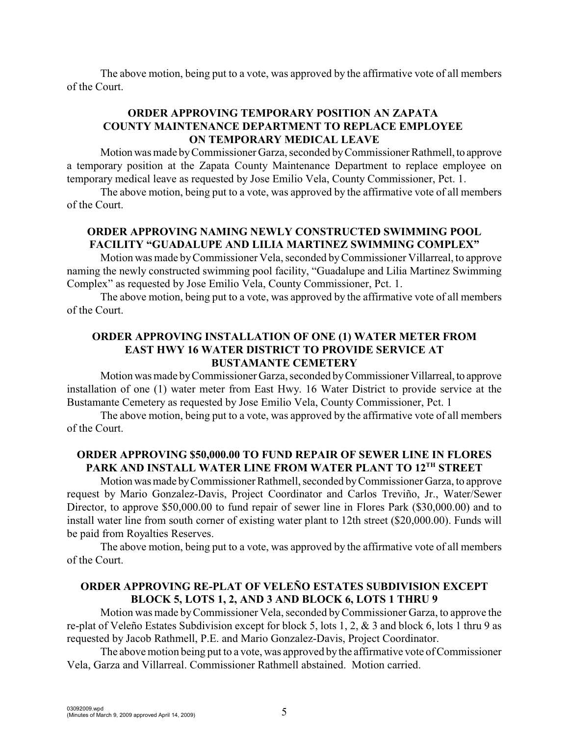The above motion, being put to a vote, was approved by the affirmative vote of all members of the Court.

## ORDER APPROVING TEMPORARY POSITION AN ZAPATA COUNTY MAINTENANCE DEPARTMENT TO REPLACE EMPLOYEE ON TEMPORARY MEDICAL LEAVE

Motion was made by Commissioner Garza, seconded by Commissioner Rathmell, to approve a temporary position at the Zapata County Maintenance Department to replace employee on temporary medical leave as requested by Jose Emilio Vela, County Commissioner, Pct. 1.

The above motion, being put to a vote, was approved by the affirmative vote of all members of the Court.

## ORDER APPROVING NAMING NEWLY CONSTRUCTED SWIMMING POOL FACILITY "GUADALUPE AND LILIA MARTINEZ SWIMMING COMPLEX"

Motion was made by Commissioner Vela, seconded by Commissioner Villarreal, to approve naming the newly constructed swimming pool facility, "Guadalupe and Lilia Martinez Swimming Complex" as requested by Jose Emilio Vela, County Commissioner, Pct. 1.

The above motion, being put to a vote, was approved by the affirmative vote of all members of the Court.

## ORDER APPROVING INSTALLATION OF ONE (1) WATER METER FROM EAST HWY 16 WATER DISTRICT TO PROVIDE SERVICE AT BUSTAMANTE CEMETERY

Motion was made by Commissioner Garza, seconded by Commissioner Villarreal, to approve installation of one (1) water meter from East Hwy. 16 Water District to provide service at the Bustamante Cemetery as requested by Jose Emilio Vela, County Commissioner, Pct. 1

The above motion, being put to a vote, was approved by the affirmative vote of all members of the Court.

## ORDER APPROVING $50,000.00 TO FUND REPAIR OF SEWER LINE IN FLORES PARK AND INSTALL WATER LINE FROM WATER PLANT TO 12TH STREET

Motion was made by Commissioner Rathmell, seconded by Commissioner Garza, to approve request by Mario Gonzalez-Davis, Project Coordinator and Carlos Treviño, Jr., Water/Sewer Director, to approve $50,000.00 to fund repair of sewer line in Flores Park ($30,000.00) and to install water line from south corner of existing water plant to 12th street ($20,000.00). Funds will be paid from Royalties Reserves.

The above motion, being put to a vote, was approved by the affirmative vote of all members of the Court.

## ORDER APPROVING RE-PLAT OF VELEÑO ESTATES SUBDIVISION EXCEPT BLOCK 5, LOTS 1, 2, AND 3 AND BLOCK 6, LOTS 1 THRU 9

Motion was made by Commissioner Vela, seconded by Commissioner Garza, to approve the re-plat of Veleño Estates Subdivision except for block 5, lots 1, 2, & 3 and block 6, lots 1 thru 9 as requested by Jacob Rathmell, P.E. and Mario Gonzalez-Davis, Project Coordinator.

The above motion being put to a vote, was approved by the affirmative vote of Commissioner Vela, Garza and Villarreal. Commissioner Rathmell abstained. Motion carried.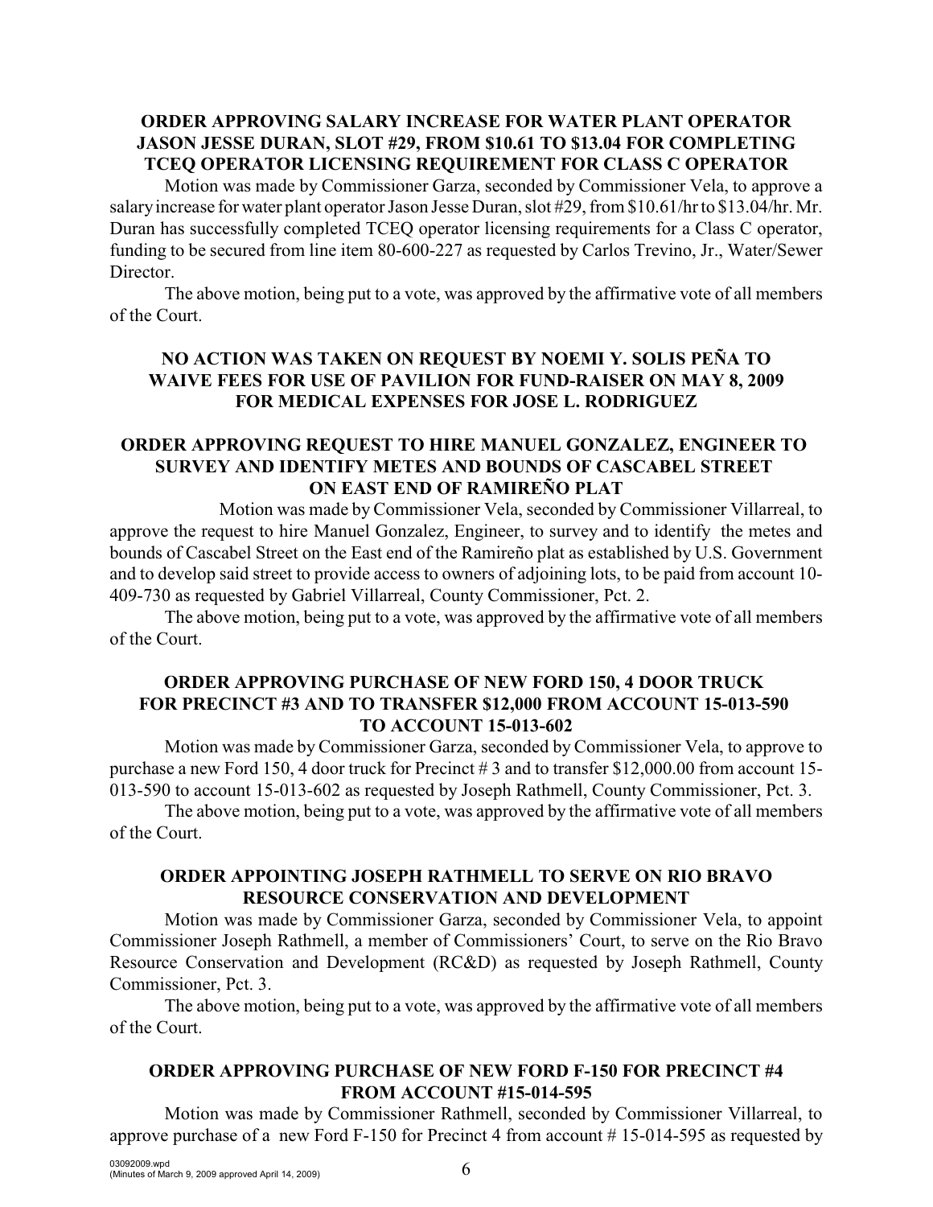**ORDER APPROVING SALARY INCREASE FOR WATER PLANT OPERATOR JASON JESSE DURAN, SLOT #29, FROM $10.61 TO $13.04 FOR COMPLETING TCEQ OPERATOR LICENSING REQUIREMENT FOR CLASS C OPERATOR**

Motion was made by Commissioner Garza, seconded by Commissioner Vela, to approve a salary increase for water plant operator Jason Jesse Duran, slot #29, from $10.61/hr to $13.04/hr. Mr. Duran has successfully completed TCEQ operator licensing requirements for a Class C operator, funding to be secured from line item 80-600-227 as requested by Carlos Trevino, Jr., Water/Sewer Director.

The above motion, being put to a vote, was approved by the affirmative vote of all members of the Court.

**NO ACTION WAS TAKEN ON REQUEST BY NOEMI Y. SOLIS PEÑA TO WAIVE FEES FOR USE OF PAVILION FOR FUND-RAISER ON MAY 8, 2009 FOR MEDICAL EXPENSES FOR JOSE L. RODRIGUEZ**

**ORDER APPROVING REQUEST TO HIRE MANUEL GONZALEZ, ENGINEER TO SURVEY AND IDENTIFY METES AND BOUNDS OF CASCABEL STREET ON EAST END OF RAMIREÑO PLAT**

Motion was made by Commissioner Vela, seconded by Commissioner Villarreal, to approve the request to hire Manuel Gonzalez, Engineer, to survey and to identify the metes and bounds of Cascabel Street on the East end of the Ramireño plat as established by U.S. Government and to develop said street to provide access to owners of adjoining lots, to be paid from account 10-409-730 as requested by Gabriel Villarreal, County Commissioner, Pct. 2.

The above motion, being put to a vote, was approved by the affirmative vote of all members of the Court.

**ORDER APPROVING PURCHASE OF NEW FORD 150, 4 DOOR TRUCK FOR PRECINCT #3 AND TO TRANSFER $12,000 FROM ACCOUNT 15-013-590 TO ACCOUNT 15-013-602**

Motion was made by Commissioner Garza, seconded by Commissioner Vela, to approve to purchase a new Ford 150, 4 door truck for Precinct # 3 and to transfer $12,000.00 from account 15-013-590 to account 15-013-602 as requested by Joseph Rathmell, County Commissioner, Pct. 3.

The above motion, being put to a vote, was approved by the affirmative vote of all members of the Court.

**ORDER APPOINTING JOSEPH RATHMELL TO SERVE ON RIO BRAVO RESOURCE CONSERVATION AND DEVELOPMENT**

Motion was made by Commissioner Garza, seconded by Commissioner Vela, to appoint Commissioner Joseph Rathmell, a member of Commissioners' Court, to serve on the Rio Bravo Resource Conservation and Development (RC&D) as requested by Joseph Rathmell, County Commissioner, Pct. 3.

The above motion, being put to a vote, was approved by the affirmative vote of all members of the Court.

**ORDER APPROVING PURCHASE OF NEW FORD F-150 FOR PRECINCT #4 FROM ACCOUNT #15-014-595**

Motion was made by Commissioner Rathmell, seconded by Commissioner Villarreal, to approve purchase of a new Ford F-150 for Precinct 4 from account # 15-014-595 as requested by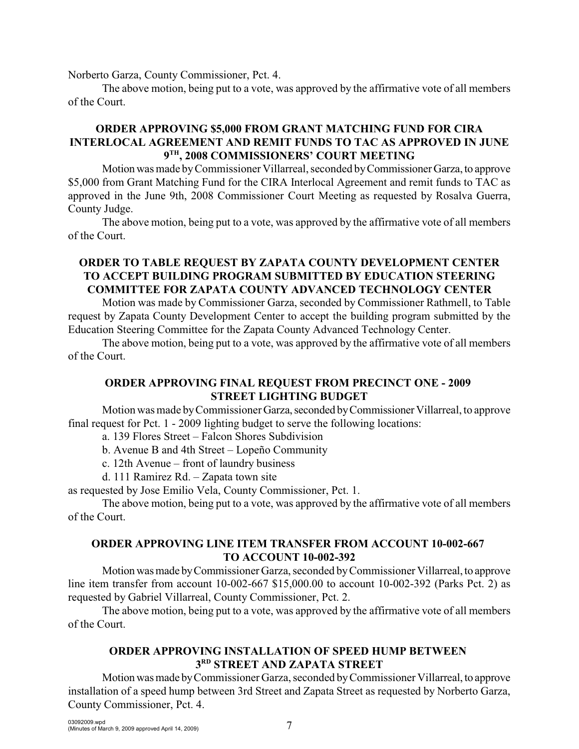Norberto Garza, County Commissioner, Pct. 4.

The above motion, being put to a vote, was approved by the affirmative vote of all members of the Court.

**ORDER APPROVING $5,000 FROM GRANT MATCHING FUND FOR CIRA INTERLOCAL AGREEMENT AND REMIT FUNDS TO TAC AS APPROVED IN JUNE 9TH, 2008 COMMISSIONERS' COURT MEETING**

Motion was made by Commissioner Villarreal, seconded by Commissioner Garza, to approve $5,000 from Grant Matching Fund for the CIRA Interlocal Agreement and remit funds to TAC as approved in the June 9th, 2008 Commissioner Court Meeting as requested by Rosalva Guerra, County Judge.

The above motion, being put to a vote, was approved by the affirmative vote of all members of the Court.

**ORDER TO TABLE REQUEST BY ZAPATA COUNTY DEVELOPMENT CENTER TO ACCEPT BUILDING PROGRAM SUBMITTED BY EDUCATION STEERING COMMITTEE FOR ZAPATA COUNTY ADVANCED TECHNOLOGY CENTER**

Motion was made by Commissioner Garza, seconded by Commissioner Rathmell, to Table request by Zapata County Development Center to accept the building program submitted by the Education Steering Committee for the Zapata County Advanced Technology Center.

The above motion, being put to a vote, was approved by the affirmative vote of all members of the Court.

**ORDER APPROVING FINAL REQUEST FROM PRECINCT ONE - 2009 STREET LIGHTING BUDGET**

Motion was made by Commissioner Garza, seconded by Commissioner Villarreal, to approve final request for Pct. 1 - 2009 lighting budget to serve the following locations:

a. 139 Flores Street – Falcon Shores Subdivision

b. Avenue B and 4th Street – Lopeño Community

c. 12th Avenue – front of laundry business

d. 111 Ramirez Rd. – Zapata town site

as requested by Jose Emilio Vela, County Commissioner, Pct. 1.

The above motion, being put to a vote, was approved by the affirmative vote of all members of the Court.

**ORDER APPROVING LINE ITEM TRANSFER FROM ACCOUNT 10-002-667 TO ACCOUNT 10-002-392**

Motion was made by Commissioner Garza, seconded by Commissioner Villarreal, to approve line item transfer from account 10-002-667 $15,000.00 to account 10-002-392 (Parks Pct. 2) as requested by Gabriel Villarreal, County Commissioner, Pct. 2.

The above motion, being put to a vote, was approved by the affirmative vote of all members of the Court.

**ORDER APPROVING INSTALLATION OF SPEED HUMP BETWEEN 3RD STREET AND ZAPATA STREET**

Motion was made by Commissioner Garza, seconded by Commissioner Villarreal, to approve installation of a speed hump between 3rd Street and Zapata Street as requested by Norberto Garza, County Commissioner, Pct. 4.

03092009.wpd
(Minutes of March 9, 2009 approved April 14, 2009)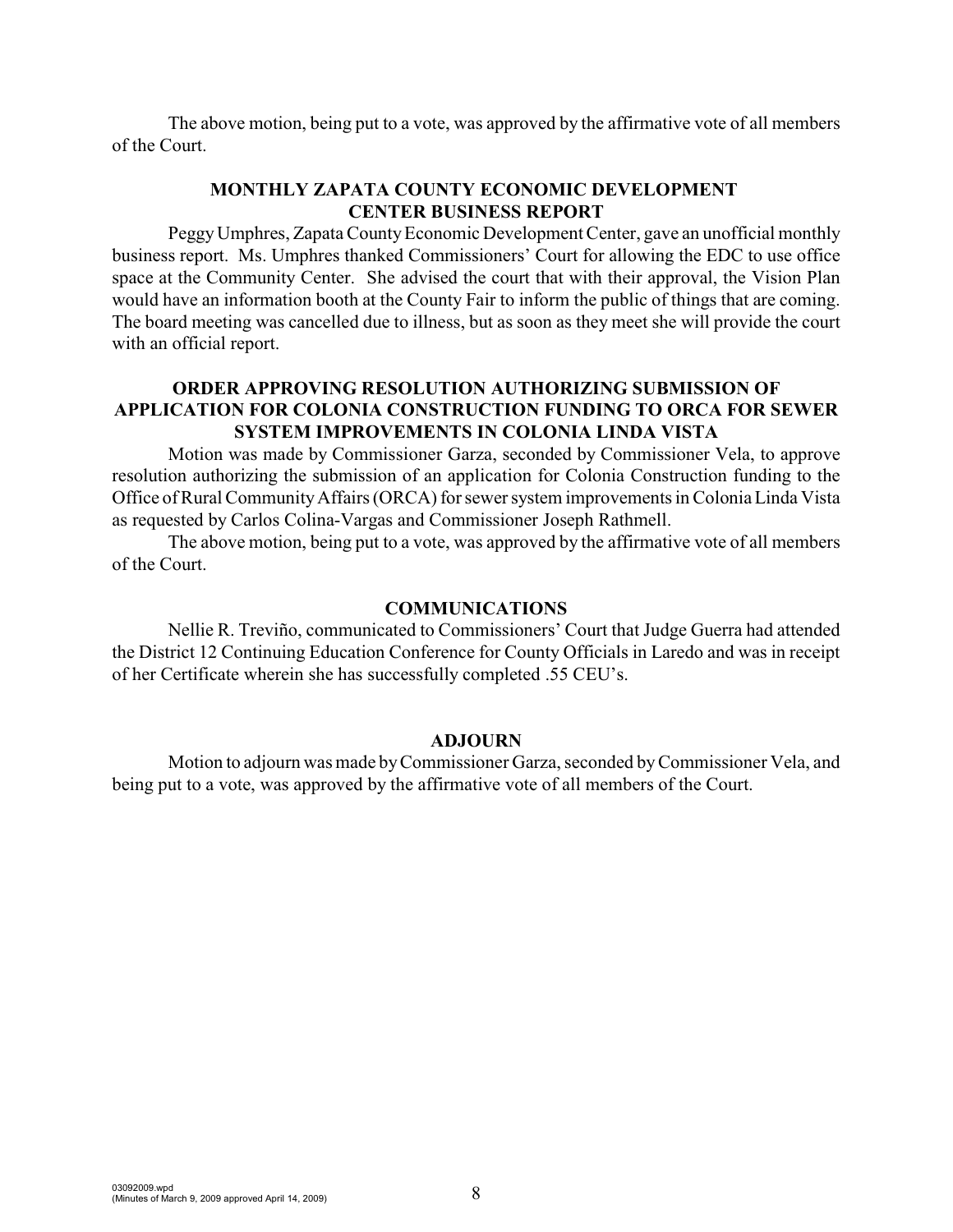The above motion, being put to a vote, was approved by the affirmative vote of all members of the Court.

## MONTHLY ZAPATA COUNTY ECONOMIC DEVELOPMENT CENTER BUSINESS REPORT

Peggy Umphres, Zapata County Economic Development Center, gave an unofficial monthly business report. Ms. Umphres thanked Commissioners' Court for allowing the EDC to use office space at the Community Center. She advised the court that with their approval, the Vision Plan would have an information booth at the County Fair to inform the public of things that are coming. The board meeting was cancelled due to illness, but as soon as they meet she will provide the court with an official report.

## ORDER APPROVING RESOLUTION AUTHORIZING SUBMISSION OF APPLICATION FOR COLONIA CONSTRUCTION FUNDING TO ORCA FOR SEWER SYSTEM IMPROVEMENTS IN COLONIA LINDA VISTA

Motion was made by Commissioner Garza, seconded by Commissioner Vela, to approve resolution authorizing the submission of an application for Colonia Construction funding to the Office of Rural Community Affairs (ORCA) for sewer system improvements in Colonia Linda Vista as requested by Carlos Colina-Vargas and Commissioner Joseph Rathmell.

The above motion, being put to a vote, was approved by the affirmative vote of all members of the Court.

## COMMUNICATIONS

Nellie R. Treviño, communicated to Commissioners' Court that Judge Guerra had attended the District 12 Continuing Education Conference for County Officials in Laredo and was in receipt of her Certificate wherein she has successfully completed .55 CEU's.

## ADJOURN

Motion to adjourn was made by Commissioner Garza, seconded by Commissioner Vela, and being put to a vote, was approved by the affirmative vote of all members of the Court.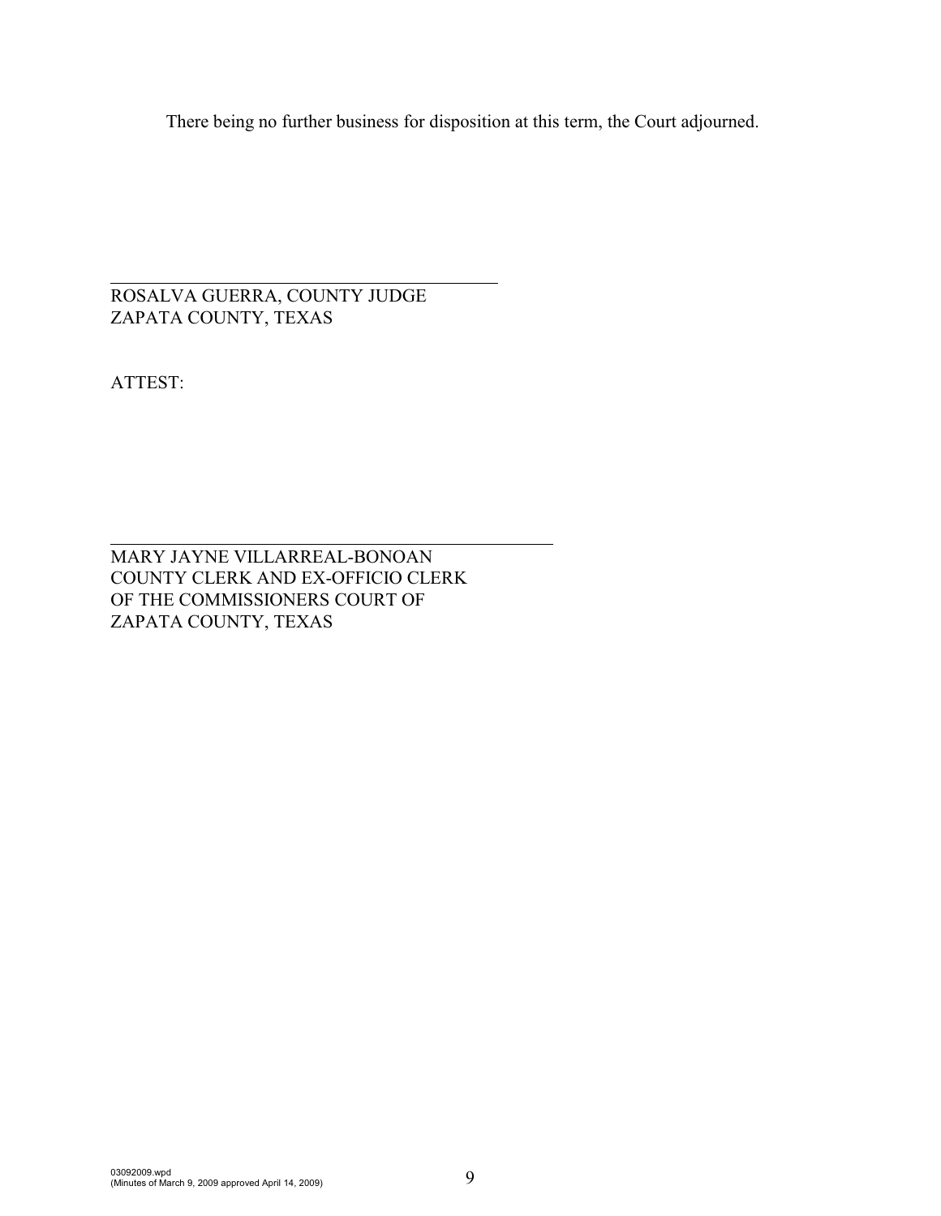There being no further business for disposition at this term, the Court adjourned.

\_\_\_\_\_\_\_\_\_\_\_\_\_\_\_\_\_\_\_\_\_\_\_\_\_\_\_\_\_\_\_\_\_\_\_\_\_\_\_\_

ROSALVA GUERRA, COUNTY JUDGE
ZAPATA COUNTY, TEXAS

ATTEST:

\_\_\_\_\_\_\_\_\_\_\_\_\_\_\_\_\_\_\_\_\_\_\_\_\_\_\_\_\_\_\_\_\_\_\_\_\_\_\_\_\_\_\_\_\_\_

MARY JAYNE VILLARREAL-BONOAN
COUNTY CLERK AND EX-OFFICIO CLERK
OF THE COMMISSIONERS COURT OF
ZAPATA COUNTY, TEXAS

03092009.wpd
(Minutes of March 9, 2009 approved April 14, 2009)